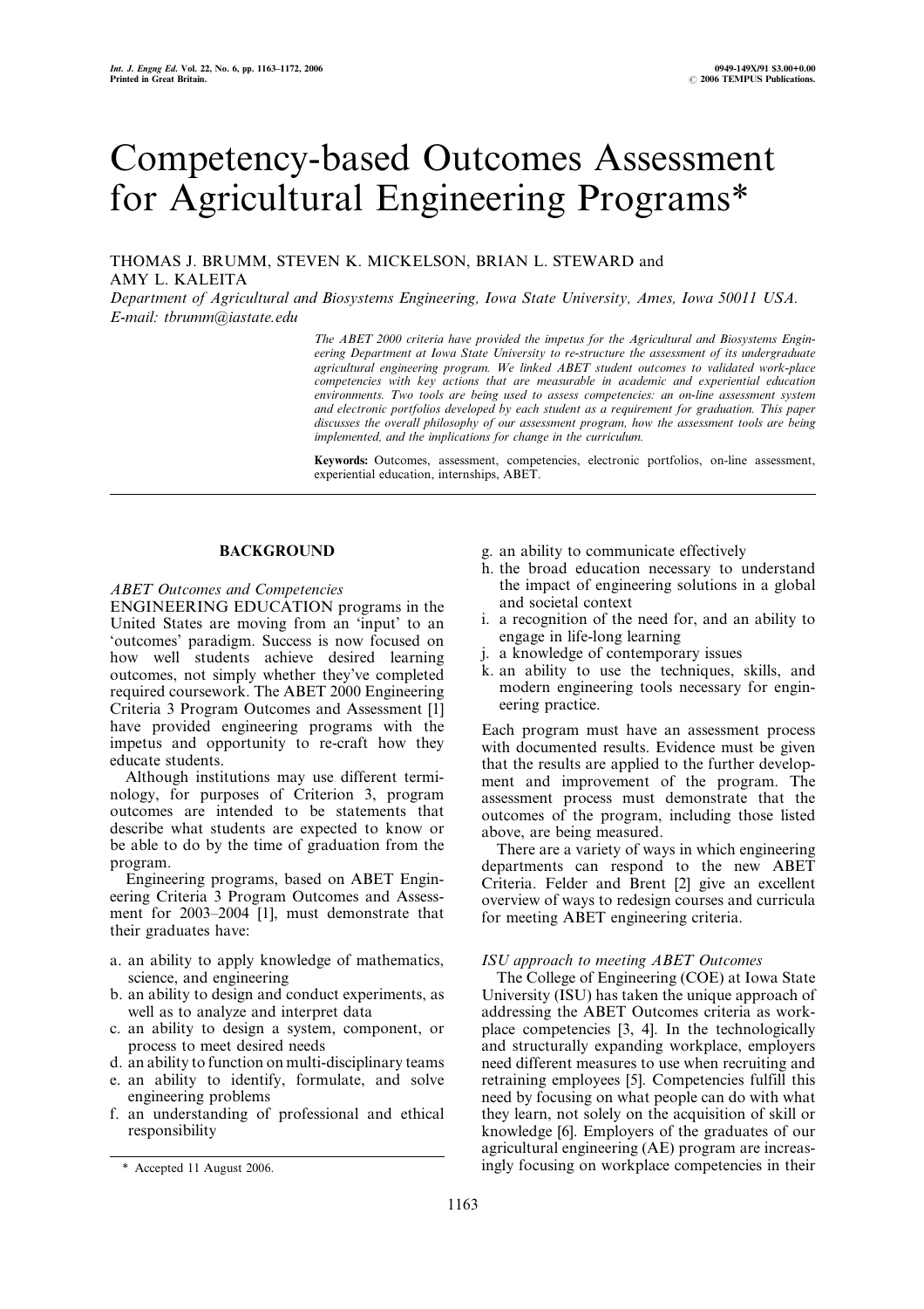# Competency-based Outcomes Assessment for Agricultural Engineering Programs*

THOMAS J. BRUMM, STEVEN K. MICKELSON, BRIAN L. STEWARD and AMY L. KALEITA

*Department of Agricultural and Biosystems Engineering, Iowa State University, Ames, Iowa 50011 USA. E-mail: tbrumm@iastate.edu*

*The ABET 2000 criteria have provided the impetus for the Agricultural and Biosystems Engineering Department at Iowa State University to re-structure the assessment of its undergraduate agricultural engineering program. We linked ABET student outcomes to validated work-place competencies with key actions that are measurable in academic and experiential education environments. Two tools are being used to assess competencies: an on-line assessment system and electronic portfolios developed by each student as a requirement for graduation. This paper discusses the overall philosophy of our assessment program, how the assessment tools are being implemented, and the implications for change in the curriculum.*

**Keywords:** Outcomes, assessment, competencies, electronic portfolios, on-line assessment, experiential education, internships, ABET.

## BACKGROUND

### *ABET Outcomes and Competencies*

ENGINEERING EDUCATION programs in the United States are moving from an 'input' to an 'outcomes' paradigm. Success is now focused on how well students achieve desired learning outcomes, not simply whether they've completed required coursework. The ABET 2000 Engineering Criteria 3 Program Outcomes and Assessment [1] have provided engineering programs with the impetus and opportunity to re-craft how they educate students.

Although institutions may use different terminology, for purposes of Criterion 3, program outcomes are intended to be statements that describe what students are expected to know or be able to do by the time of graduation from the program.

Engineering programs, based on ABET Engineering Criteria 3 Program Outcomes and Assessment for 2003–2004 [1], must demonstrate that their graduates have:

a. an ability to apply knowledge of mathematics, science, and engineering
b. an ability to design and conduct experiments, as well as to analyze and interpret data
c. an ability to design a system, component, or process to meet desired needs
d. an ability to function on multi-disciplinary teams
e. an ability to identify, formulate, and solve engineering problems
f. an understanding of professional and ethical responsibility
g. an ability to communicate effectively
h. the broad education necessary to understand the impact of engineering solutions in a global and societal context
i. a recognition of the need for, and an ability to engage in life-long learning
j. a knowledge of contemporary issues
k. an ability to use the techniques, skills, and modern engineering tools necessary for engineering practice.

Each program must have an assessment process with documented results. Evidence must be given that the results are applied to the further development and improvement of the program. The assessment process must demonstrate that the outcomes of the program, including those listed above, are being measured.

There are a variety of ways in which engineering departments can respond to the new ABET Criteria. Felder and Brent [2] give an excellent overview of ways to redesign courses and curricula for meeting ABET engineering criteria.

### *ISU approach to meeting ABET Outcomes*

The College of Engineering (COE) at Iowa State University (ISU) has taken the unique approach of addressing the ABET Outcomes criteria as workplace competencies [3, 4]. In the technologically and structurally expanding workplace, employers need different measures to use when recruiting and retraining employees [5]. Competencies fulfill this need by focusing on what people can do with what they learn, not solely on the acquisition of skill or knowledge [6]. Employers of the graduates of our agricultural engineering (AE) program are increasingly focusing on workplace competencies in their

\* Accepted 11 August 2006.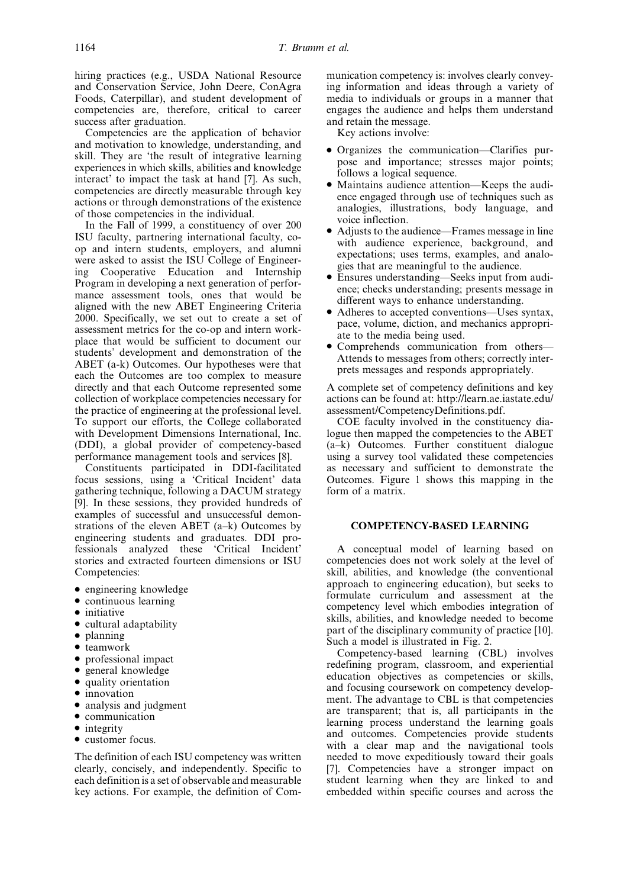hiring practices (e.g., USDA National Resource and Conservation Service, John Deere, ConAgra Foods, Caterpillar), and student development of competencies are, therefore, critical to career success after graduation.

Competencies are the application of behavior and motivation to knowledge, understanding, and skill. They are 'the result of integrative learning experiences in which skills, abilities and knowledge interact' to impact the task at hand [7]. As such, competencies are directly measurable through key actions or through demonstrations of the existence of those competencies in the individual.

In the Fall of 1999, a constituency of over 200 ISU faculty, partnering international faculty, co-op and intern students, employers, and alumni were asked to assist the ISU College of Engineering Cooperative Education and Internship Program in developing a next generation of performance assessment tools, ones that would be aligned with the new ABET Engineering Criteria 2000. Specifically, we set out to create a set of assessment metrics for the co-op and intern workplace that would be sufficient to document our students' development and demonstration of the ABET (a-k) Outcomes. Our hypotheses were that each the Outcomes are too complex to measure directly and that each Outcome represented some collection of workplace competencies necessary for the practice of engineering at the professional level. To support our efforts, the College collaborated with Development Dimensions International, Inc. (DDI), a global provider of competency-based performance management tools and services [8].

Constituents participated in DDI-facilitated focus sessions, using a 'Critical Incident' data gathering technique, following a DACUM strategy [9]. In these sessions, they provided hundreds of examples of successful and unsuccessful demonstrations of the eleven ABET (a–k) Outcomes by engineering students and graduates. DDI professionals analyzed these 'Critical Incident' stories and extracted fourteen dimensions or ISU Competencies:

- engineering knowledge
- continuous learning
- initiative
- cultural adaptability
- planning
- teamwork
- professional impact
- general knowledge
- quality orientation
- innovation
- analysis and judgment
- communication
- integrity
- customer focus.

The definition of each ISU competency was written clearly, concisely, and independently. Specific to each definition is a set of observable and measurable key actions. For example, the definition of Communication competency is: involves clearly conveying information and ideas through a variety of media to individuals or groups in a manner that engages the audience and helps them understand and retain the message.

Key actions involve:

- Organizes the communication—Clarifies purpose and importance; stresses major points; follows a logical sequence.
- Maintains audience attention—Keeps the audience engaged through use of techniques such as analogies, illustrations, body language, and voice inflection.
- Adjusts to the audience—Frames message in line with audience experience, background, and expectations; uses terms, examples, and analogies that are meaningful to the audience.
- Ensures understanding—Seeks input from audience; checks understanding; presents message in different ways to enhance understanding.
- Adheres to accepted conventions—Uses syntax, pace, volume, diction, and mechanics appropriate to the media being used.
- Comprehends communication from others—Attends to messages from others; correctly interprets messages and responds appropriately.

A complete set of competency definitions and key actions can be found at: http://learn.ae.iastate.edu/assessment/CompetencyDefinitions.pdf.

COE faculty involved in the constituency dialogue then mapped the competencies to the ABET (a–k) Outcomes. Further constituent dialogue using a survey tool validated these competencies as necessary and sufficient to demonstrate the Outcomes. Figure 1 shows this mapping in the form of a matrix.

## COMPETENCY-BASED LEARNING

A conceptual model of learning based on competencies does not work solely at the level of skill, abilities, and knowledge (the conventional approach to engineering education), but seeks to formulate curriculum and assessment at the competency level which embodies integration of skills, abilities, and knowledge needed to become part of the disciplinary community of practice [10]. Such a model is illustrated in Fig. 2.

Competency-based learning (CBL) involves redefining program, classroom, and experiential education objectives as competencies or skills, and focusing coursework on competency development. The advantage to CBL is that competencies are transparent; that is, all participants in the learning process understand the learning goals and outcomes. Competencies provide students with a clear map and the navigational tools needed to move expeditiously toward their goals [7]. Competencies have a stronger impact on student learning when they are linked to and embedded within specific courses and across the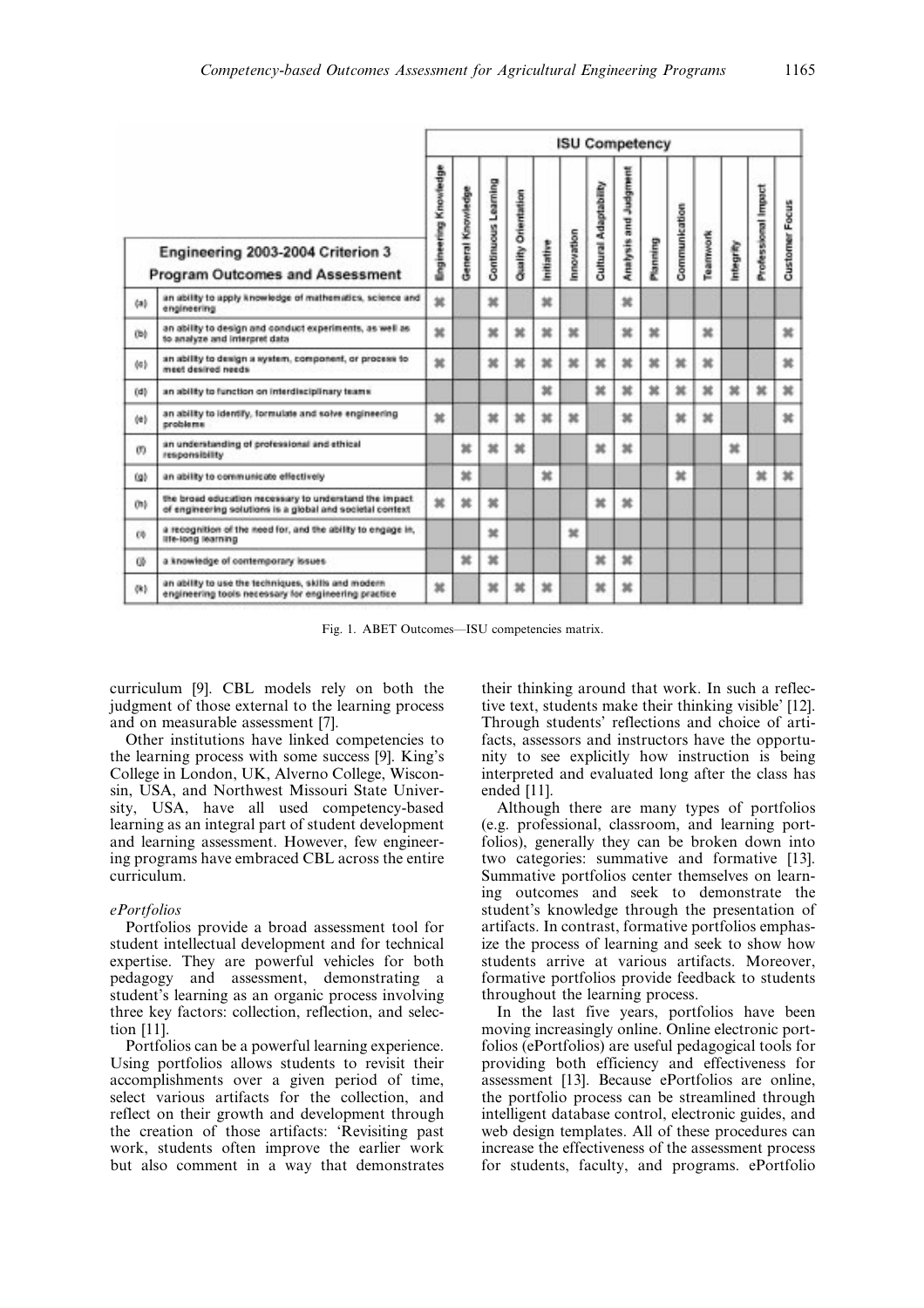| | Engineering 2003-2004 Criterion 3 Program Outcomes and Assessment | ISU Competency | | | | | | | | | | | | | |
|---|---|---|---|---|---|---|---|---|---|---|---|---|---|---|---|
| | | Engineering Knowledge | General Knowledge | Continuous Learning | Quality Orientation | Initiative | Innovation | Cultural Adaptability | Analysis and Judgment | Planning | Communication | Teamwork | Integrity | Professional Impact | Customer Focus |
| (a) | an ability to apply knowledge of mathematics, science and engineering | ✱ | | ✱ | | ✱ | | | ✱ | | | | | | |
| (b) | an ability to design and conduct experiments, as well as to analyze and interpret data | ✱ | | ✱ | ✱ | ✱ | ✱ | | ✱ | ✱ | | ✱ | | | ✱ |
| (c) | an ability to design a system, component, or process to meet desired needs | ✱ | | ✱ | ✱ | ✱ | ✱ | ✱ | ✱ | ✱ | ✱ | ✱ | | | ✱ |
| (d) | an ability to function on interdisciplinary teams | | | | | ✱ | | ✱ | ✱ | ✱ | ✱ | ✱ | ✱ | ✱ | ✱ |
| (e) | an ability to identify, formulate and solve engineering problems | ✱ | | ✱ | ✱ | ✱ | ✱ | | ✱ | | ✱ | ✱ | | | ✱ |
| (f) | an understanding of professional and ethical responsibility | | ✱ | ✱ | ✱ | | | ✱ | ✱ | | | | ✱ | | |
| (g) | an ability to communicate effectively | | ✱ | | | ✱ | | | | | ✱ | | | ✱ | ✱ |
| (h) | the broad education necessary to understand the impact of engineering solutions in a global and societal context | ✱ | ✱ | ✱ | | | | ✱ | ✱ | | | | | | |
| (i) | a recognition of the need for, and the ability to engage in, life-long learning | | | ✱ | | | ✱ | | | | | | | | |
| (j) | a knowledge of contemporary issues | | ✱ | ✱ | | | | ✱ | ✱ | | | | | | |
| (k) | an ability to use the techniques, skills and modern engineering tools necessary for engineering practice | ✱ | | ✱ | ✱ | ✱ | | ✱ | ✱ | | | | | | |

Fig. 1. ABET Outcomes—ISU competencies matrix.

curriculum [9]. CBL models rely on both the judgment of those external to the learning process and on measurable assessment [7].

Other institutions have linked competencies to the learning process with some success [9]. King's College in London, UK, Alverno College, Wisconsin, USA, and Northwest Missouri State University, USA, have all used competency-based learning as an integral part of student development and learning assessment. However, few engineering programs have embraced CBL across the entire curriculum.

*ePortfolios*

Portfolios provide a broad assessment tool for student intellectual development and for technical expertise. They are powerful vehicles for both pedagogy and assessment, demonstrating a student's learning as an organic process involving three key factors: collection, reflection, and selection [11].

Portfolios can be a powerful learning experience. Using portfolios allows students to revisit their accomplishments over a given period of time, select various artifacts for the collection, and reflect on their growth and development through the creation of those artifacts: 'Revisiting past work, students often improve the earlier work but also comment in a way that demonstrates their thinking around that work. In such a reflective text, students make their thinking visible' [12]. Through students' reflections and choice of artifacts, assessors and instructors have the opportunity to see explicitly how instruction is being interpreted and evaluated long after the class has ended [11].

Although there are many types of portfolios (e.g. professional, classroom, and learning portfolios), generally they can be broken down into two categories: summative and formative [13]. Summative portfolios center themselves on learning outcomes and seek to demonstrate the student's knowledge through the presentation of artifacts. In contrast, formative portfolios emphasize the process of learning and seek to show how students arrive at various artifacts. Moreover, formative portfolios provide feedback to students throughout the learning process.

In the last five years, portfolios have been moving increasingly online. Online electronic portfolios (ePortfolios) are useful pedagogical tools for providing both efficiency and effectiveness for assessment [13]. Because ePortfolios are online, the portfolio process can be streamlined through intelligent database control, electronic guides, and web design templates. All of these procedures can increase the effectiveness of the assessment process for students, faculty, and programs. ePortfolio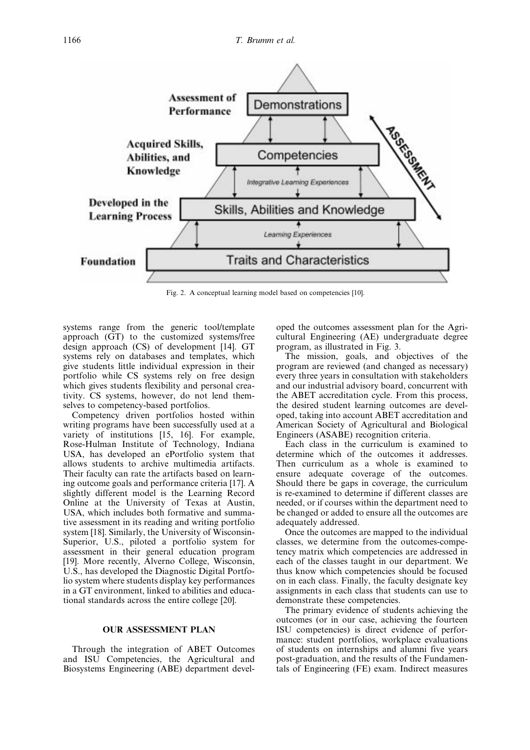Fig. 2. A conceptual learning model based on competencies [10].

systems range from the generic tool/template approach (GT) to the customized systems/free design approach (CS) of development [14]. GT systems rely on databases and templates, which give students little individual expression in their portfolio while CS systems rely on free design which gives students flexibility and personal creativity. CS systems, however, do not lend themselves to competency-based portfolios.

Competency driven portfolios hosted within writing programs have been successfully used at a variety of institutions [15, 16]. For example, Rose-Hulman Institute of Technology, Indiana USA, has developed an ePortfolio system that allows students to archive multimedia artifacts. Their faculty can rate the artifacts based on learning outcome goals and performance criteria [17]. A slightly different model is the Learning Record Online at the University of Texas at Austin, USA, which includes both formative and summative assessment in its reading and writing portfolio system [18]. Similarly, the University of Wisconsin-Superior, U.S., piloted a portfolio system for assessment in their general education program [19]. More recently, Alverno College, Wisconsin, U.S., has developed the Diagnostic Digital Portfolio system where students display key performances in a GT environment, linked to abilities and educational standards across the entire college [20].

## OUR ASSESSMENT PLAN

Through the integration of ABET Outcomes and ISU Competencies, the Agricultural and Biosystems Engineering (ABE) department developed the outcomes assessment plan for the Agricultural Engineering (AE) undergraduate degree program, as illustrated in Fig. 3.

The mission, goals, and objectives of the program are reviewed (and changed as necessary) every three years in consultation with stakeholders and our industrial advisory board, concurrent with the ABET accreditation cycle. From this process, the desired student learning outcomes are developed, taking into account ABET accreditation and American Society of Agricultural and Biological Engineers (ASABE) recognition criteria.

Each class in the curriculum is examined to determine which of the outcomes it addresses. Then curriculum as a whole is examined to ensure adequate coverage of the outcomes. Should there be gaps in coverage, the curriculum is re-examined to determine if different classes are needed, or if courses within the department need to be changed or added to ensure all the outcomes are adequately addressed.

Once the outcomes are mapped to the individual classes, we determine from the outcomes-competency matrix which competencies are addressed in each of the classes taught in our department. We thus know which competencies should be focused on in each class. Finally, the faculty designate key assignments in each class that students can use to demonstrate these competencies.

The primary evidence of students achieving the outcomes (or in our case, achieving the fourteen ISU competencies) is direct evidence of performance: student portfolios, workplace evaluations of students on internships and alumni five years post-graduation, and the results of the Fundamentals of Engineering (FE) exam. Indirect measures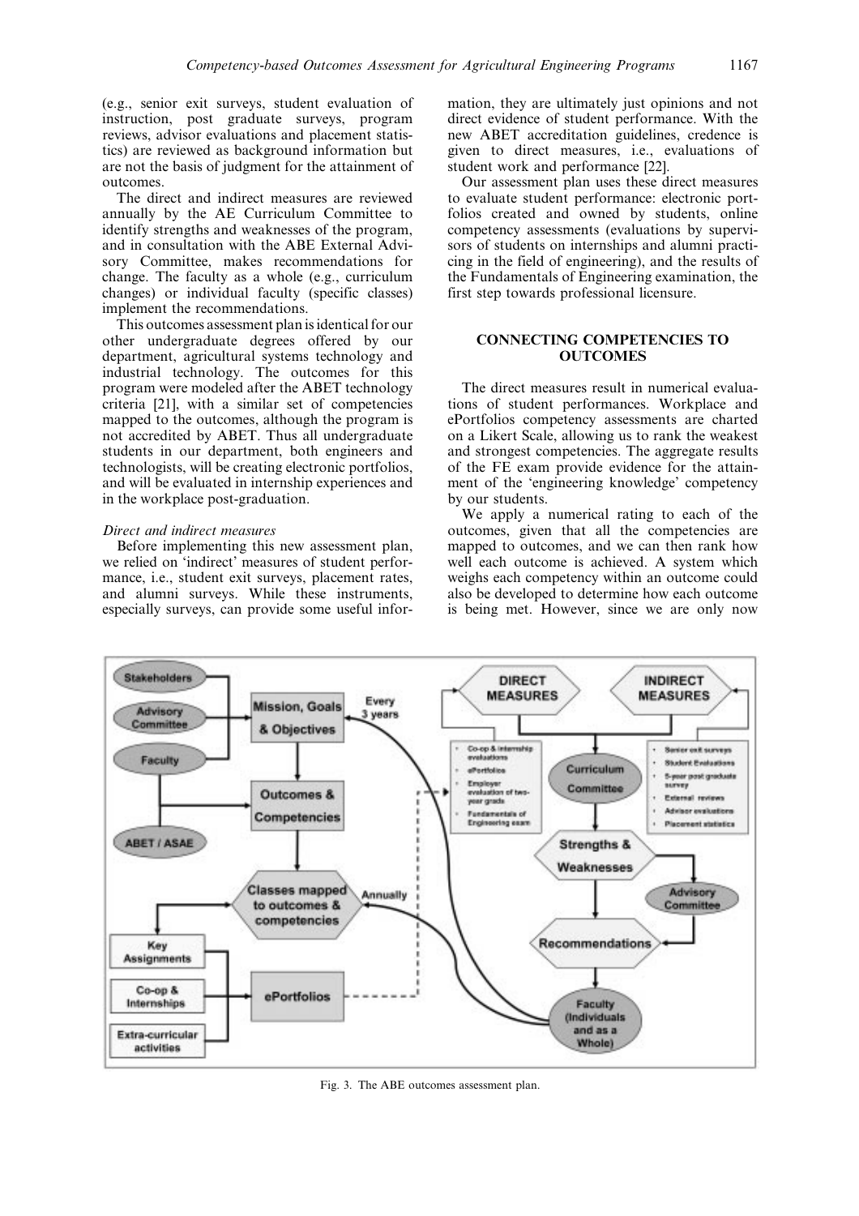(e.g., senior exit surveys, student evaluation of instruction, post graduate surveys, program reviews, advisor evaluations and placement statistics) are reviewed as background information but are not the basis of judgment for the attainment of outcomes.

The direct and indirect measures are reviewed annually by the AE Curriculum Committee to identify strengths and weaknesses of the program, and in consultation with the ABE External Advisory Committee, makes recommendations for change. The faculty as a whole (e.g., curriculum changes) or individual faculty (specific classes) implement the recommendations.

This outcomes assessment plan is identical for our other undergraduate degrees offered by our department, agricultural systems technology and industrial technology. The outcomes for this program were modeled after the ABET technology criteria [21], with a similar set of competencies mapped to the outcomes, although the program is not accredited by ABET. Thus all undergraduate students in our department, both engineers and technologists, will be creating electronic portfolios, and will be evaluated in internship experiences and in the workplace post-graduation.

### *Direct and indirect measures*

Before implementing this new assessment plan, we relied on 'indirect' measures of student performance, i.e., student exit surveys, placement rates, and alumni surveys. While these instruments, especially surveys, can provide some useful information, they are ultimately just opinions and not direct evidence of student performance. With the new ABET accreditation guidelines, credence is given to direct measures, i.e., evaluations of student work and performance [22].

Our assessment plan uses these direct measures to evaluate student performance: electronic portfolios created and owned by students, online competency assessments (evaluations by supervisors of students on internships and alumni practicing in the field of engineering), and the results of the Fundamentals of Engineering examination, the first step towards professional licensure.

## CONNECTING COMPETENCIES TO OUTCOMES

The direct measures result in numerical evaluations of student performances. Workplace and ePortfolios competency assessments are charted on a Likert Scale, allowing us to rank the weakest and strongest competencies. The aggregate results of the FE exam provide evidence for the attainment of the 'engineering knowledge' competency by our students.

We apply a numerical rating to each of the outcomes, given that all the competencies are mapped to outcomes, and we can then rank how well each outcome is achieved. A system which weighs each competency within an outcome could also be developed to determine how each outcome is being met. However, since we are only now

Fig. 3. The ABE outcomes assessment plan.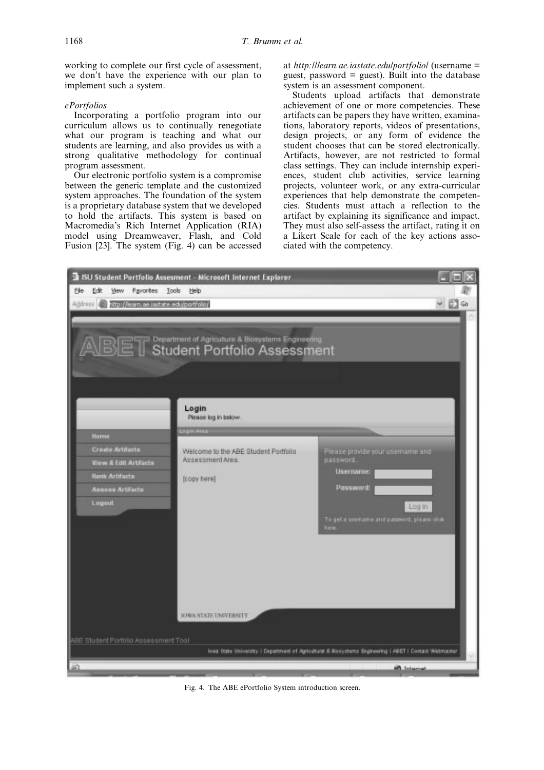working to complete our first cycle of assessment, we don't have the experience with our plan to implement such a system.

*ePortfolios*

Incorporating a portfolio program into our curriculum allows us to continually renegotiate what our program is teaching and what our students are learning, and also provides us with a strong qualitative methodology for continual program assessment.

Our electronic portfolio system is a compromise between the generic template and the customized system approaches. The foundation of the system is a proprietary database system that we developed to hold the artifacts. This system is based on Macromedia's Rich Internet Application (RIA) model using Dreamweaver, Flash, and Cold Fusion [23]. The system (Fig. 4) can be accessed at *http://learn.ae.iastate.edu/portfolio/* (username = guest, password = guest). Built into the database system is an assessment component.

Students upload artifacts that demonstrate achievement of one or more competencies. These artifacts can be papers they have written, examinations, laboratory reports, videos of presentations, design projects, or any form of evidence the student chooses that can be stored electronically. Artifacts, however, are not restricted to formal class settings. They can include internship experiences, student club activities, service learning projects, volunteer work, or any extra-curricular experiences that help demonstrate the competencies. Students must attach a reflection to the artifact by explaining its significance and impact. They must also self-assess the artifact, rating it on a Likert Scale for each of the key actions associated with the competency.

Fig. 4. The ABE ePortfolio System introduction screen.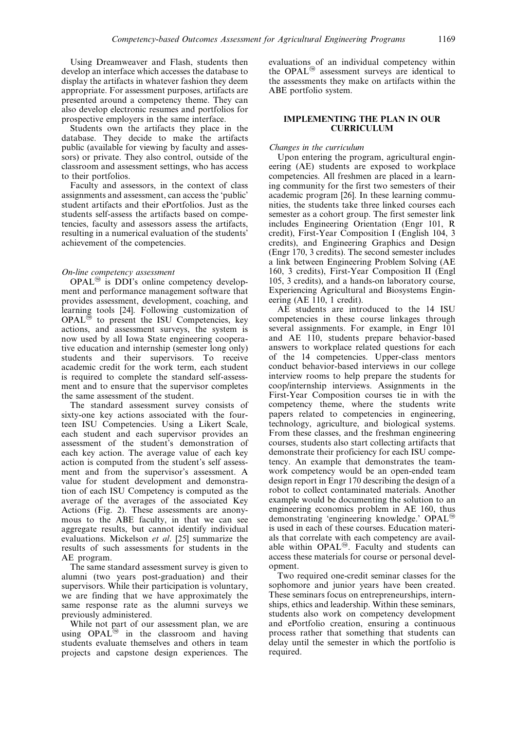Using Dreamweaver and Flash, students then develop an interface which accesses the database to display the artifacts in whatever fashion they deem appropriate. For assessment purposes, artifacts are presented around a competency theme. They can also develop electronic resumes and portfolios for prospective employers in the same interface.

Students own the artifacts they place in the database. They decide to make the artifacts public (available for viewing by faculty and assessors) or private. They also control, outside of the classroom and assessment settings, who has access to their portfolios.

Faculty and assessors, in the context of class assignments and assessment, can access the 'public' student artifacts and their ePortfolios. Just as the students self-assess the artifacts based on competencies, faculty and assessors assess the artifacts, resulting in a numerical evaluation of the students' achievement of the competencies.

*On-line competency assessment*

OPAL® is DDI's online competency development and performance management software that provides assessment, development, coaching, and learning tools [24]. Following customization of OPAL® to present the ISU Competencies, key actions, and assessment surveys, the system is now used by all Iowa State engineering cooperative education and internship (semester long only) students and their supervisors. To receive academic credit for the work term, each student is required to complete the standard self-assessment and to ensure that the supervisor completes the same assessment of the student.

The standard assessment survey consists of sixty-one key actions associated with the fourteen ISU Competencies. Using a Likert Scale, each student and each supervisor provides an assessment of the student's demonstration of each key action. The average value of each key action is computed from the student's self assessment and from the supervisor's assessment. A value for student development and demonstration of each ISU Competency is computed as the average of the averages of the associated Key Actions (Fig. 2). These assessments are anonymous to the ABE faculty, in that we can see aggregate results, but cannot identify individual evaluations. Mickelson *et al*. [25] summarize the results of such assessments for students in the AE program.

The same standard assessment survey is given to alumni (two years post-graduation) and their supervisors. While their participation is voluntary, we are finding that we have approximately the same response rate as the alumni surveys we previously administered.

While not part of our assessment plan, we are using OPAL® in the classroom and having students evaluate themselves and others in team projects and capstone design experiences. The evaluations of an individual competency within the OPAL® assessment surveys are identical to the assessments they make on artifacts within the ABE portfolio system.

## IMPLEMENTING THE PLAN IN OUR CURRICULUM

*Changes in the curriculum*

Upon entering the program, agricultural engineering (AE) students are exposed to workplace competencies. All freshmen are placed in a learning community for the first two semesters of their academic program [26]. In these learning communities, the students take three linked courses each semester as a cohort group. The first semester link includes Engineering Orientation (Engr 101, R credit), First-Year Composition I (English 104, 3 credits), and Engineering Graphics and Design (Engr 170, 3 credits). The second semester includes a link between Engineering Problem Solving (AE 160, 3 credits), First-Year Composition II (Engl 105, 3 credits), and a hands-on laboratory course, Experiencing Agricultural and Biosystems Engineering (AE 110, 1 credit).

AE students are introduced to the 14 ISU competencies in these course linkages through several assignments. For example, in Engr 101 and AE 110, students prepare behavior-based answers to workplace related questions for each of the 14 competencies. Upper-class mentors conduct behavior-based interviews in our college interview rooms to help prepare the students for coop/internship interviews. Assignments in the First-Year Composition courses tie in with the competency theme, where the students write papers related to competencies in engineering, technology, agriculture, and biological systems. From these classes, and the freshman engineering courses, students also start collecting artifacts that demonstrate their proficiency for each ISU competency. An example that demonstrates the teamwork competency would be an open-ended team design report in Engr 170 describing the design of a robot to collect contaminated materials. Another example would be documenting the solution to an engineering economics problem in AE 160, thus demonstrating 'engineering knowledge.' OPAL® is used in each of these courses. Education materials that correlate with each competency are available within OPAL®. Faculty and students can access these materials for course or personal development.

Two required one-credit seminar classes for the sophomore and junior years have been created. These seminars focus on entrepreneurships, internships, ethics and leadership. Within these seminars, students also work on competency development and ePortfolio creation, ensuring a continuous process rather that something that students can delay until the semester in which the portfolio is required.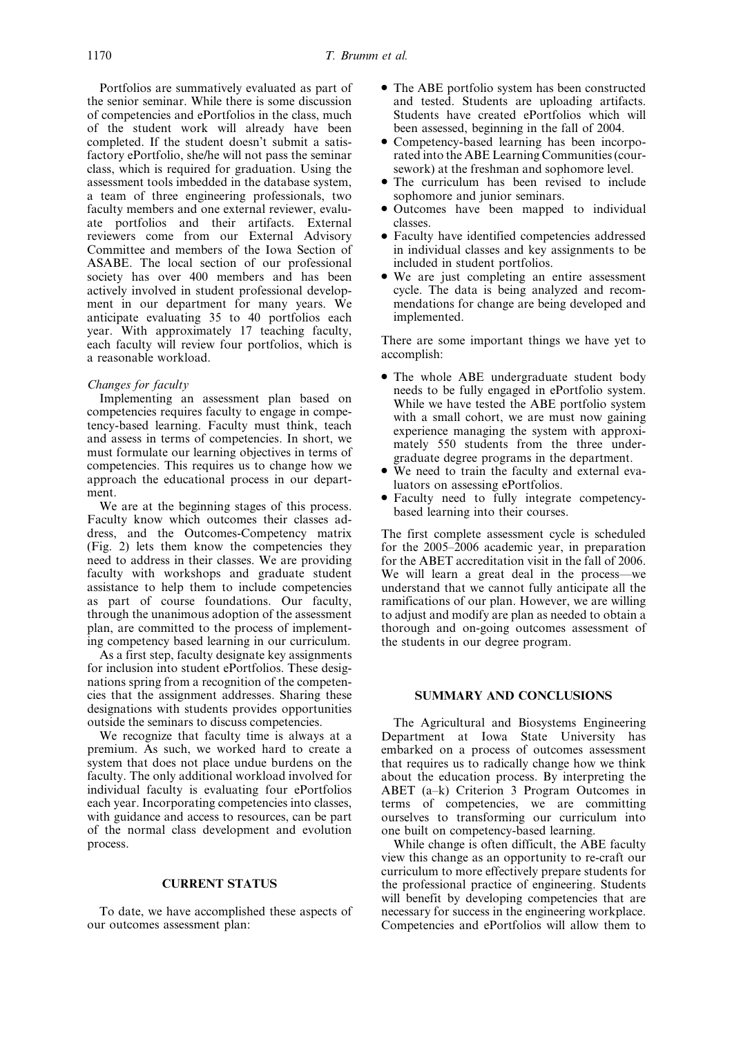Portfolios are summatively evaluated as part of the senior seminar. While there is some discussion of competencies and ePortfolios in the class, much of the student work will already have been completed. If the student doesn't submit a satisfactory ePortfolio, she/he will not pass the seminar class, which is required for graduation. Using the assessment tools imbedded in the database system, a team of three engineering professionals, two faculty members and one external reviewer, evaluate portfolios and their artifacts. External reviewers come from our External Advisory Committee and members of the Iowa Section of ASABE. The local section of our professional society has over 400 members and has been actively involved in student professional development in our department for many years. We anticipate evaluating 35 to 40 portfolios each year. With approximately 17 teaching faculty, each faculty will review four portfolios, which is a reasonable workload.

*Changes for faculty*

Implementing an assessment plan based on competencies requires faculty to engage in competency-based learning. Faculty must think, teach and assess in terms of competencies. In short, we must formulate our learning objectives in terms of competencies. This requires us to change how we approach the educational process in our department.

We are at the beginning stages of this process. Faculty know which outcomes their classes address, and the Outcomes-Competency matrix (Fig. 2) lets them know the competencies they need to address in their classes. We are providing faculty with workshops and graduate student assistance to help them to include competencies as part of course foundations. Our faculty, through the unanimous adoption of the assessment plan, are committed to the process of implementing competency based learning in our curriculum.

As a first step, faculty designate key assignments for inclusion into student ePortfolios. These designations spring from a recognition of the competencies that the assignment addresses. Sharing these designations with students provides opportunities outside the seminars to discuss competencies.

We recognize that faculty time is always at a premium. As such, we worked hard to create a system that does not place undue burdens on the faculty. The only additional workload involved for individual faculty is evaluating four ePortfolios each year. Incorporating competencies into classes, with guidance and access to resources, can be part of the normal class development and evolution process.

## CURRENT STATUS

To date, we have accomplished these aspects of our outcomes assessment plan:

- The ABE portfolio system has been constructed and tested. Students are uploading artifacts. Students have created ePortfolios which will been assessed, beginning in the fall of 2004.
- Competency-based learning has been incorporated into the ABE Learning Communities (coursework) at the freshman and sophomore level.
- The curriculum has been revised to include sophomore and junior seminars.
- Outcomes have been mapped to individual classes.
- Faculty have identified competencies addressed in individual classes and key assignments to be included in student portfolios.
- We are just completing an entire assessment cycle. The data is being analyzed and recommendations for change are being developed and implemented.

There are some important things we have yet to accomplish:

- The whole ABE undergraduate student body needs to be fully engaged in ePortfolio system. While we have tested the ABE portfolio system with a small cohort, we are must now gaining experience managing the system with approximately 550 students from the three undergraduate degree programs in the department.
- We need to train the faculty and external evaluators on assessing ePortfolios.
- Faculty need to fully integrate competency-based learning into their courses.

The first complete assessment cycle is scheduled for the 2005–2006 academic year, in preparation for the ABET accreditation visit in the fall of 2006. We will learn a great deal in the process—we understand that we cannot fully anticipate all the ramifications of our plan. However, we are willing to adjust and modify are plan as needed to obtain a thorough and on-going outcomes assessment of the students in our degree program.

## SUMMARY AND CONCLUSIONS

The Agricultural and Biosystems Engineering Department at Iowa State University has embarked on a process of outcomes assessment that requires us to radically change how we think about the education process. By interpreting the ABET (a–k) Criterion 3 Program Outcomes in terms of competencies, we are committing ourselves to transforming our curriculum into one built on competency-based learning.

While change is often difficult, the ABE faculty view this change as an opportunity to re-craft our curriculum to more effectively prepare students for the professional practice of engineering. Students will benefit by developing competencies that are necessary for success in the engineering workplace. Competencies and ePortfolios will allow them to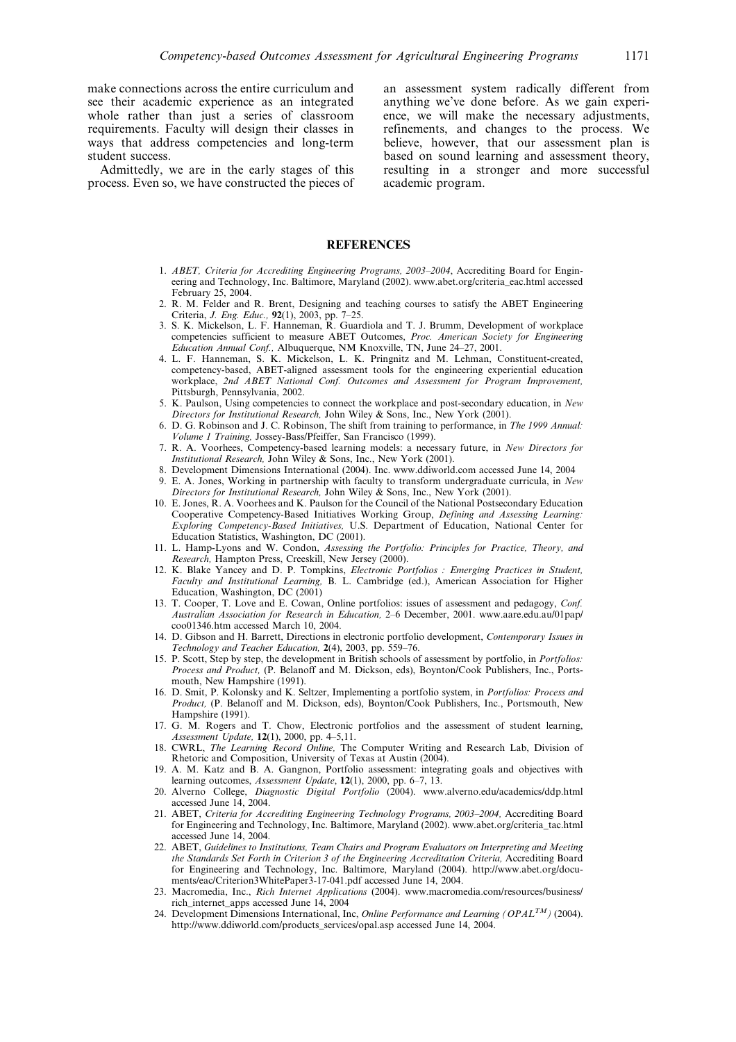make connections across the entire curriculum and see their academic experience as an integrated whole rather than just a series of classroom requirements. Faculty will design their classes in ways that address competencies and long-term student success.

Admittedly, we are in the early stages of this process. Even so, we have constructed the pieces of an assessment system radically different from anything we've done before. As we gain experience, we will make the necessary adjustments, refinements, and changes to the process. We believe, however, that our assessment plan is based on sound learning and assessment theory, resulting in a stronger and more successful academic program.

## REFERENCES

1. *ABET, Criteria for Accrediting Engineering Programs, 2003–2004*, Accrediting Board for Engineering and Technology, Inc. Baltimore, Maryland (2002). www.abet.org/criteria_eac.html accessed February 25, 2004.
2. R. M. Felder and R. Brent, Designing and teaching courses to satisfy the ABET Engineering Criteria, *J. Eng. Educ.,* **92**(1), 2003, pp. 7–25.
3. S. K. Mickelson, L. F. Hanneman, R. Guardiola and T. J. Brumm, Development of workplace competencies sufficient to measure ABET Outcomes, *Proc. American Society for Engineering Education Annual Conf.,* Albuquerque, NM Knoxville, TN, June 24–27, 2001.
4. L. F. Hanneman, S. K. Mickelson, L. K. Pringnitz and M. Lehman, Constituent-created, competency-based, ABET-aligned assessment tools for the engineering experiential education workplace, *2nd ABET National Conf. Outcomes and Assessment for Program Improvement,* Pittsburgh, Pennsylvania, 2002.
5. K. Paulson, Using competencies to connect the workplace and post-secondary education, in *New Directors for Institutional Research,* John Wiley & Sons, Inc., New York (2001).
6. D. G. Robinson and J. C. Robinson, The shift from training to performance, in *The 1999 Annual: Volume 1 Training,* Jossey-Bass/Pfeiffer, San Francisco (1999).
7. R. A. Voorhees, Competency-based learning models: a necessary future, in *New Directors for Institutional Research,* John Wiley & Sons, Inc., New York (2001).
8. Development Dimensions International (2004). Inc. www.ddiworld.com accessed June 14, 2004
9. E. A. Jones, Working in partnership with faculty to transform undergraduate curricula, in *New Directors for Institutional Research,* John Wiley & Sons, Inc., New York (2001).
10. E. Jones, R. A. Voorhees and K. Paulson for the Council of the National Postsecondary Education Cooperative Competency-Based Initiatives Working Group, *Defining and Assessing Learning: Exploring Competency-Based Initiatives,* U.S. Department of Education, National Center for Education Statistics, Washington, DC (2001).
11. L. Hamp-Lyons and W. Condon, *Assessing the Portfolio: Principles for Practice, Theory, and Research,* Hampton Press, Creeskill, New Jersey (2000).
12. K. Blake Yancey and D. P. Tompkins, *Electronic Portfolios : Emerging Practices in Student, Faculty and Institutional Learning,* B. L. Cambridge (ed.), American Association for Higher Education, Washington, DC (2001)
13. T. Cooper, T. Love and E. Cowan, Online portfolios: issues of assessment and pedagogy, *Conf. Australian Association for Research in Education,* 2–6 December, 2001. www.aare.edu.au/01pap/coo01346.htm accessed March 10, 2004.
14. D. Gibson and H. Barrett, Directions in electronic portfolio development, *Contemporary Issues in Technology and Teacher Education,* **2**(4), 2003, pp. 559–76.
15. P. Scott, Step by step, the development in British schools of assessment by portfolio, in *Portfolios: Process and Product,* (P. Belanoff and M. Dickson, eds), Boynton/Cook Publishers, Inc., Portsmouth, New Hampshire (1991).
16. D. Smit, P. Kolonsky and K. Seltzer, Implementing a portfolio system, in *Portfolios: Process and Product,* (P. Belanoff and M. Dickson, eds), Boynton/Cook Publishers, Inc., Portsmouth, New Hampshire (1991).
17. G. M. Rogers and T. Chow, Electronic portfolios and the assessment of student learning, *Assessment Update,* **12**(1), 2000, pp. 4–5,11.
18. CWRL, *The Learning Record Online,* The Computer Writing and Research Lab, Division of Rhetoric and Composition, University of Texas at Austin (2004).
19. A. M. Katz and B. A. Gangnon, Portfolio assessment: integrating goals and objectives with learning outcomes, *Assessment Update*, **12**(1), 2000, pp. 6–7, 13.
20. Alverno College, *Diagnostic Digital Portfolio* (2004). www.alverno.edu/academics/ddp.html accessed June 14, 2004.
21. ABET, *Criteria for Accrediting Engineering Technology Programs, 2003–2004,* Accrediting Board for Engineering and Technology, Inc. Baltimore, Maryland (2002). www.abet.org/criteria_tac.html accessed June 14, 2004.
22. ABET, *Guidelines to Institutions, Team Chairs and Program Evaluators on Interpreting and Meeting the Standards Set Forth in Criterion 3 of the Engineering Accreditation Criteria,* Accrediting Board for Engineering and Technology, Inc. Baltimore, Maryland (2004). http://www.abet.org/documents/eac/Criterion3WhitePaper3-17-041.pdf accessed June 14, 2004.
23. Macromedia, Inc., *Rich Internet Applications* (2004). www.macromedia.com/resources/business/rich_internet_apps accessed June 14, 2004
24. Development Dimensions International, Inc, *Online Performance and Learning (OPAL$^{TM}$)* (2004). http://www.ddiworld.com/products_services/opal.asp accessed June 14, 2004.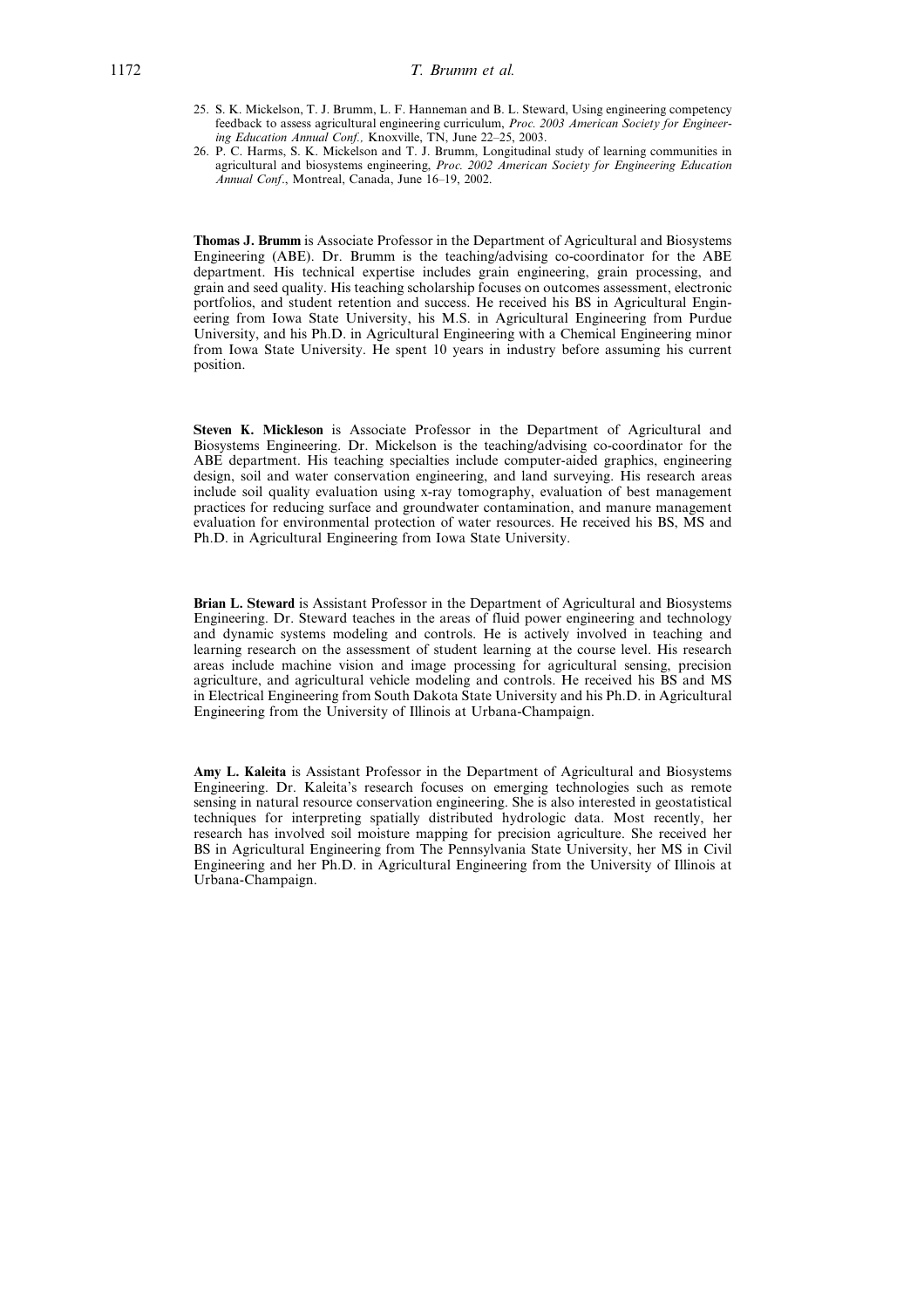25. S. K. Mickelson, T. J. Brumm, L. F. Hanneman and B. L. Steward, Using engineering competency feedback to assess agricultural engineering curriculum, *Proc. 2003 American Society for Engineering Education Annual Conf.,* Knoxville, TN, June 22–25, 2003.
26. P. C. Harms, S. K. Mickelson and T. J. Brumm, Longitudinal study of learning communities in agricultural and biosystems engineering, *Proc. 2002 American Society for Engineering Education Annual Conf*., Montreal, Canada, June 16–19, 2002.

**Thomas J. Brumm** is Associate Professor in the Department of Agricultural and Biosystems Engineering (ABE). Dr. Brumm is the teaching/advising co-coordinator for the ABE department. His technical expertise includes grain engineering, grain processing, and grain and seed quality. His teaching scholarship focuses on outcomes assessment, electronic portfolios, and student retention and success. He received his BS in Agricultural Engineering from Iowa State University, his M.S. in Agricultural Engineering from Purdue University, and his Ph.D. in Agricultural Engineering with a Chemical Engineering minor from Iowa State University. He spent 10 years in industry before assuming his current position.

**Steven K. Mickleson** is Associate Professor in the Department of Agricultural and Biosystems Engineering. Dr. Mickelson is the teaching/advising co-coordinator for the ABE department. His teaching specialties include computer-aided graphics, engineering design, soil and water conservation engineering, and land surveying. His research areas include soil quality evaluation using x-ray tomography, evaluation of best management practices for reducing surface and groundwater contamination, and manure management evaluation for environmental protection of water resources. He received his BS, MS and Ph.D. in Agricultural Engineering from Iowa State University.

**Brian L. Steward** is Assistant Professor in the Department of Agricultural and Biosystems Engineering. Dr. Steward teaches in the areas of fluid power engineering and technology and dynamic systems modeling and controls. He is actively involved in teaching and learning research on the assessment of student learning at the course level. His research areas include machine vision and image processing for agricultural sensing, precision agriculture, and agricultural vehicle modeling and controls. He received his BS and MS in Electrical Engineering from South Dakota State University and his Ph.D. in Agricultural Engineering from the University of Illinois at Urbana-Champaign.

**Amy L. Kaleita** is Assistant Professor in the Department of Agricultural and Biosystems Engineering. Dr. Kaleita's research focuses on emerging technologies such as remote sensing in natural resource conservation engineering. She is also interested in geostatistical techniques for interpreting spatially distributed hydrologic data. Most recently, her research has involved soil moisture mapping for precision agriculture. She received her BS in Agricultural Engineering from The Pennsylvania State University, her MS in Civil Engineering and her Ph.D. in Agricultural Engineering from the University of Illinois at Urbana-Champaign.